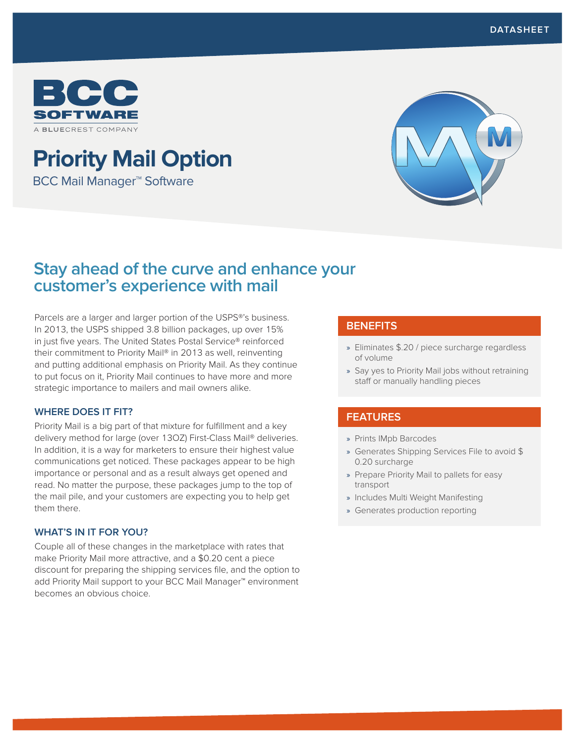DATASHEET

BCC SOFTWARE

A BLUECREST COMPANY

# Priority Mail Option

BCC Mail Manager™ Software

## Stay ahead of the curve and enhance your customer's experience with mail

Parcels are a larger and larger portion of the USPS®'s business. In 2013, the USPS shipped 3.8 billion packages, up over 15% in just five years. The United States Postal Service® reinforced their commitment to Priority Mail® in 2013 as well, reinventing and putting additional emphasis on Priority Mail. As they continue to put focus on it, Priority Mail continues to have more and more strategic importance to mailers and mail owners alike.

### WHERE DOES IT FIT?

Priority Mail is a big part of that mixture for fulfillment and a key delivery method for large (over 13OZ) First-Class Mail® deliveries. In addition, it is a way for marketers to ensure their highest value communications get noticed. These packages appear to be high importance or personal and as a result always get opened and read. No matter the purpose, these packages jump to the top of the mail pile, and your customers are expecting you to help get them there.

### WHAT'S IN IT FOR YOU?

Couple all of these changes in the marketplace with rates that make Priority Mail more attractive, and a $0.20 cent a piece discount for preparing the shipping services file, and the option to add Priority Mail support to your BCC Mail Manager™ environment becomes an obvious choice.

### BENEFITS

- Eliminates $.20 / piece surcharge regardless of volume
- Say yes to Priority Mail jobs without retraining staff or manually handling pieces

### FEATURES

- Prints IMpb Barcodes
- Generates Shipping Services File to avoid $ 0.20 surcharge
- Prepare Priority Mail to pallets for easy transport
- Includes Multi Weight Manifesting
- Generates production reporting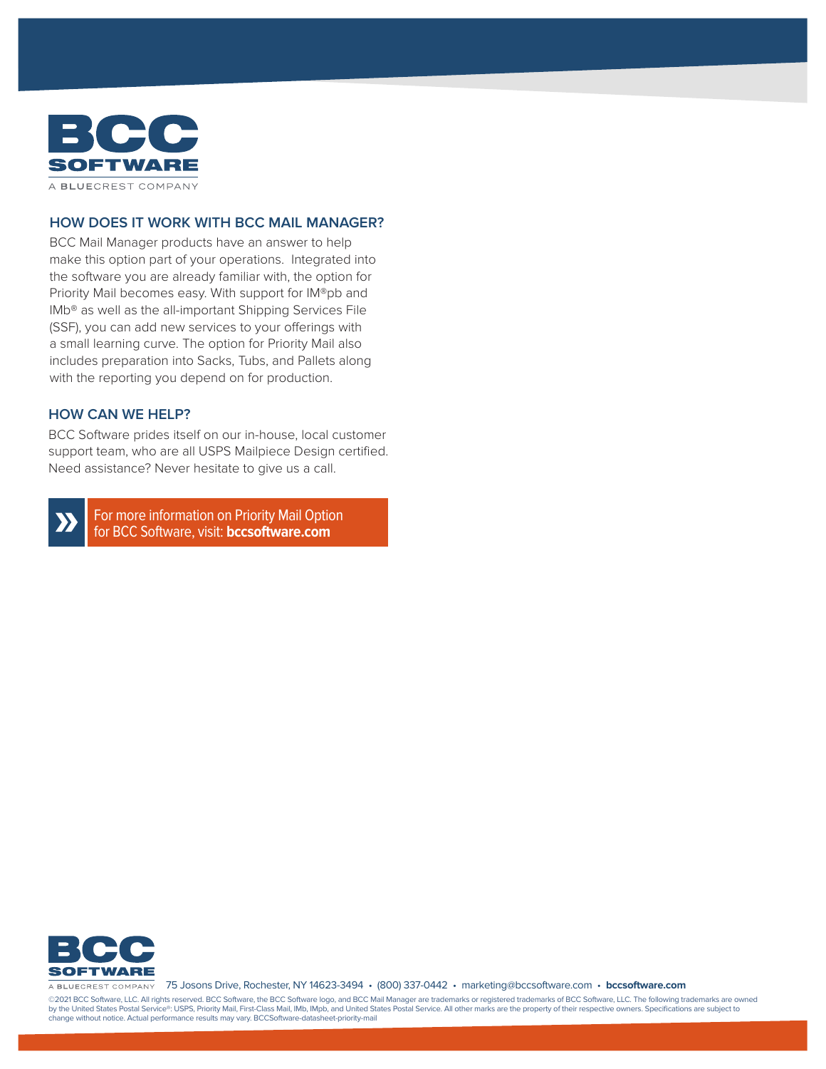BCC SOFTWARE

A BLUECREST COMPANY

## HOW DOES IT WORK WITH BCC MAIL MANAGER?

BCC Mail Manager products have an answer to help make this option part of your operations. Integrated into the software you are already familiar with, the option for Priority Mail becomes easy. With support for IM®pb and IMb® as well as the all-important Shipping Services File (SSF), you can add new services to your offerings with a small learning curve. The option for Priority Mail also includes preparation into Sacks, Tubs, and Pallets along with the reporting you depend on for production.

## HOW CAN WE HELP?

BCC Software prides itself on our in-house, local customer support team, who are all USPS Mailpiece Design certified. Need assistance? Never hesitate to give us a call.

» For more information on Priority Mail Option for BCC Software, visit: **bccsoftware.com**

BCC SOFTWARE

A BLUECREST COMPANY

75 Josons Drive, Rochester, NY 14623-3494 • (800) 337-0442 • marketing@bccsoftware.com • **bccsoftware.com**

©2021 BCC Software, LLC. All rights reserved. BCC Software, the BCC Software logo, and BCC Mail Manager are trademarks or registered trademarks of BCC Software, LLC. The following trademarks are owned by the United States Postal Service®: USPS, Priority Mail, First-Class Mail, IMb, IMpb, and United States Postal Service. All other marks are the property of their respective owners. Specifications are subject to change without notice. Actual performance results may vary. BCCSoftware-datasheet-priority-mail